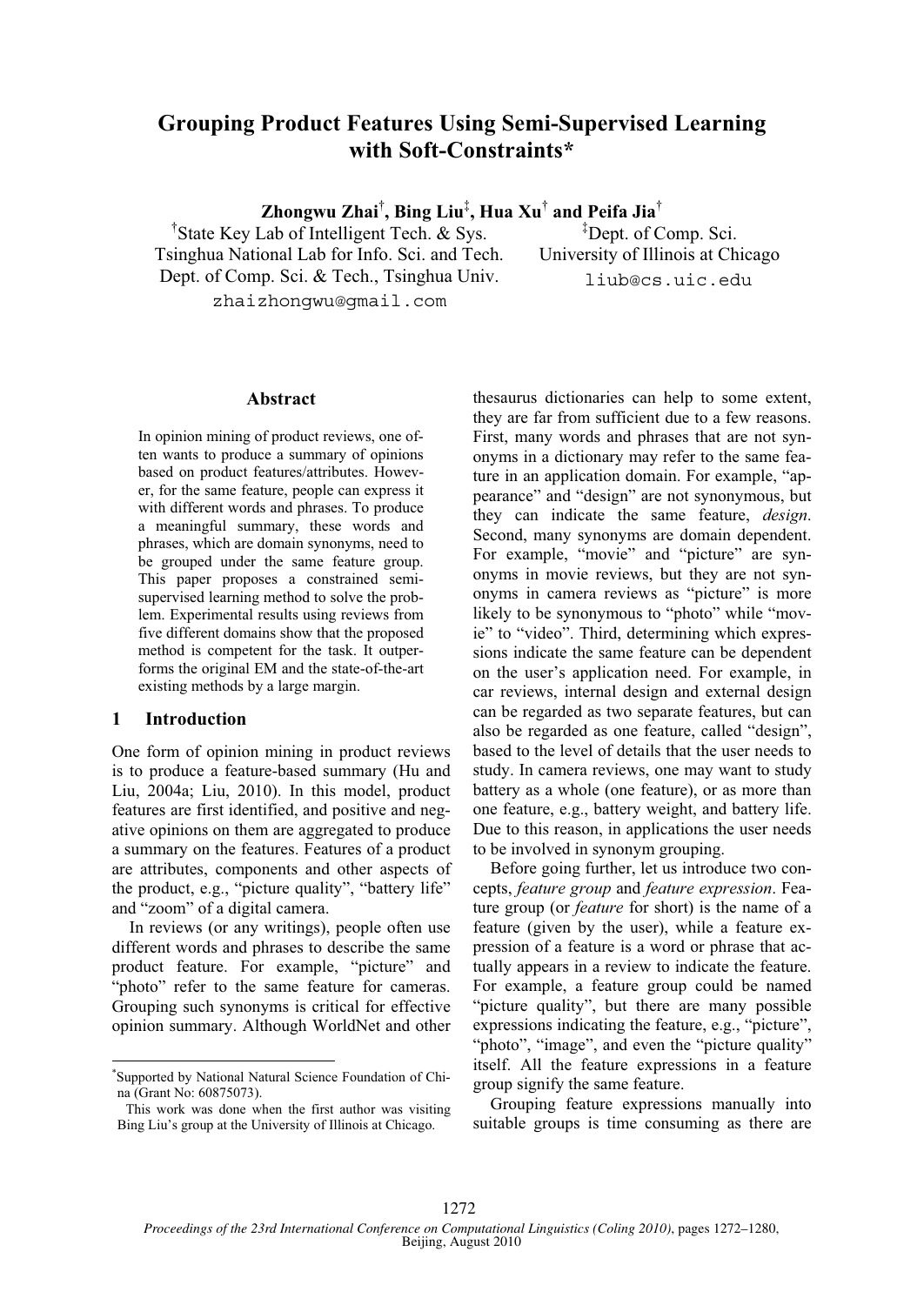# Grouping Product Features Using Semi-Supervised Learning with Soft-Constraints*

**Zhongwu Zhai[†], Bing Liu[‡], Hua Xu[†] and Peifa Jia[†]**

[†]State Key Lab of Intelligent Tech. & Sys.
Tsinghua National Lab for Info. Sci. and Tech.
Dept. of Comp. Sci. & Tech., Tsinghua Univ.
zhaizhongwu@gmail.com

[‡]Dept. of Comp. Sci.
University of Illinois at Chicago
liub@cs.uic.edu

## Abstract

In opinion mining of product reviews, one often wants to produce a summary of opinions based on product features/attributes. However, for the same feature, people can express it with different words and phrases. To produce a meaningful summary, these words and phrases, which are domain synonyms, need to be grouped under the same feature group. This paper proposes a constrained semi-supervised learning method to solve the problem. Experimental results using reviews from five different domains show that the proposed method is competent for the task. It outperforms the original EM and the state-of-the-art existing methods by a large margin.

## 1 Introduction

One form of opinion mining in product reviews is to produce a feature-based summary (Hu and Liu, 2004a; Liu, 2010). In this model, product features are first identified, and positive and negative opinions on them are aggregated to produce a summary on the features. Features of a product are attributes, components and other aspects of the product, e.g., "picture quality", "battery life" and "zoom" of a digital camera.

In reviews (or any writings), people often use different words and phrases to describe the same product feature. For example, "picture" and "photo" refer to the same feature for cameras. Grouping such synonyms is critical for effective opinion summary. Although WorldNet and other thesaurus dictionaries can help to some extent, they are far from sufficient due to a few reasons. First, many words and phrases that are not synonyms in a dictionary may refer to the same feature in an application domain. For example, "appearance" and "design" are not synonymous, but they can indicate the same feature, *design*. Second, many synonyms are domain dependent. For example, "movie" and "picture" are synonyms in movie reviews, but they are not synonyms in camera reviews as "picture" is more likely to be synonymous to "photo" while "movie" to "video". Third, determining which expressions indicate the same feature can be dependent on the user's application need. For example, in car reviews, internal design and external design can be regarded as two separate features, but can also be regarded as one feature, called "design", based to the level of details that the user needs to study. In camera reviews, one may want to study battery as a whole (one feature), or as more than one feature, e.g., battery weight, and battery life. Due to this reason, in applications the user needs to be involved in synonym grouping.

Before going further, let us introduce two concepts, *feature group* and *feature expression*. Feature group (or *feature* for short) is the name of a feature (given by the user), while a feature expression of a feature is a word or phrase that actually appears in a review to indicate the feature. For example, a feature group could be named "picture quality", but there are many possible expressions indicating the feature, e.g., "picture", "photo", "image", and even the "picture quality" itself. All the feature expressions in a feature group signify the same feature.

Grouping feature expressions manually into suitable groups is time consuming as there are

---

*Supported by National Natural Science Foundation of China (Grant No: 60875073).

This work was done when the first author was visiting Bing Liu's group at the University of Illinois at Chicago.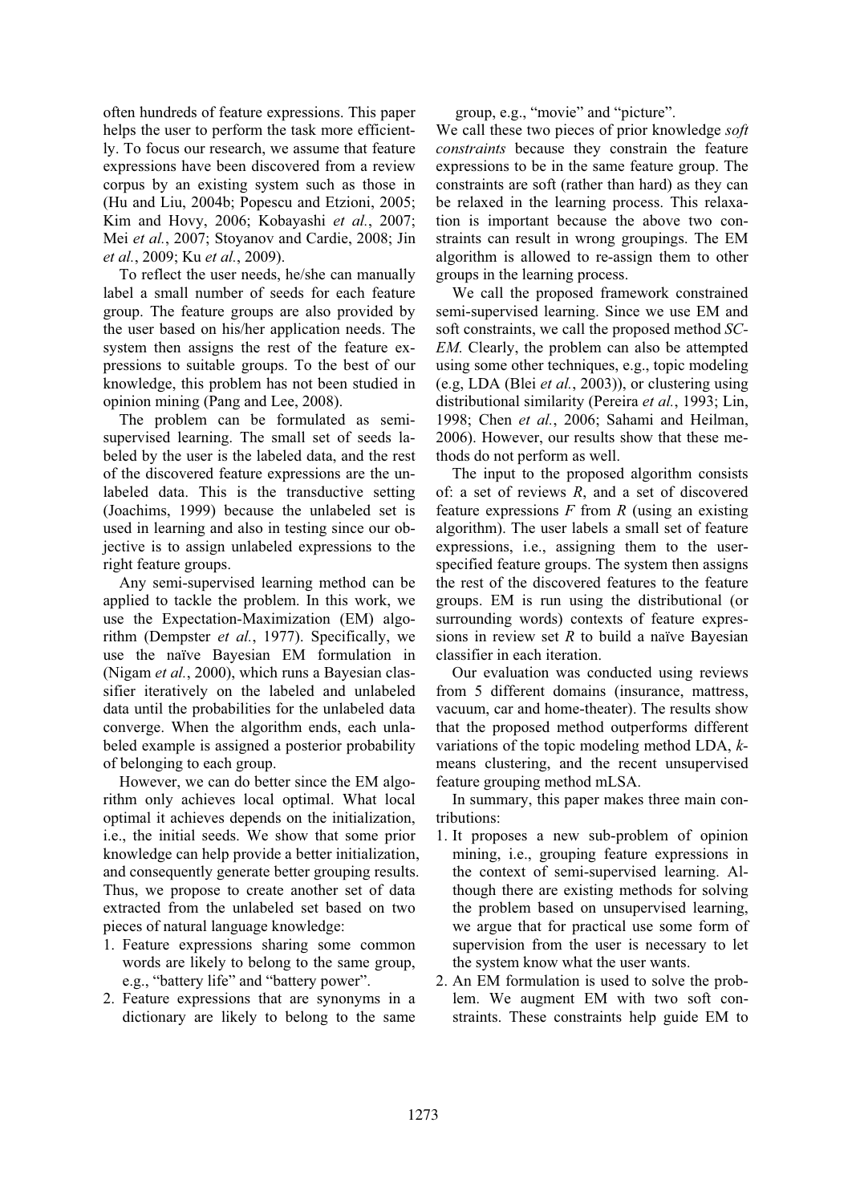often hundreds of feature expressions. This paper helps the user to perform the task more efficiently. To focus our research, we assume that feature expressions have been discovered from a review corpus by an existing system such as those in (Hu and Liu, 2004b; Popescu and Etzioni, 2005; Kim and Hovy, 2006; Kobayashi *et al.*, 2007; Mei *et al.*, 2007; Stoyanov and Cardie, 2008; Jin *et al.*, 2009; Ku *et al.*, 2009).

To reflect the user needs, he/she can manually label a small number of seeds for each feature group. The feature groups are also provided by the user based on his/her application needs. The system then assigns the rest of the feature expressions to suitable groups. To the best of our knowledge, this problem has not been studied in opinion mining (Pang and Lee, 2008).

The problem can be formulated as semi-supervised learning. The small set of seeds labeled by the user is the labeled data, and the rest of the discovered feature expressions are the unlabeled data. This is the transductive setting (Joachims, 1999) because the unlabeled set is used in learning and also in testing since our objective is to assign unlabeled expressions to the right feature groups.

Any semi-supervised learning method can be applied to tackle the problem. In this work, we use the Expectation-Maximization (EM) algorithm (Dempster *et al.*, 1977). Specifically, we use the naïve Bayesian EM formulation in (Nigam *et al.*, 2000), which runs a Bayesian classifier iteratively on the labeled and unlabeled data until the probabilities for the unlabeled data converge. When the algorithm ends, each unlabeled example is assigned a posterior probability of belonging to each group.

However, we can do better since the EM algorithm only achieves local optimal. What local optimal it achieves depends on the initialization, i.e., the initial seeds. We show that some prior knowledge can help provide a better initialization, and consequently generate better grouping results. Thus, we propose to create another set of data extracted from the unlabeled set based on two pieces of natural language knowledge:

1. Feature expressions sharing some common words are likely to belong to the same group, e.g., "battery life" and "battery power".
2. Feature expressions that are synonyms in a dictionary are likely to belong to the same group, e.g., "movie" and "picture".

We call these two pieces of prior knowledge *soft constraints* because they constrain the feature expressions to be in the same feature group. The constraints are soft (rather than hard) as they can be relaxed in the learning process. This relaxation is important because the above two constraints can result in wrong groupings. The EM algorithm is allowed to re-assign them to other groups in the learning process.

We call the proposed framework constrained semi-supervised learning. Since we use EM and soft constraints, we call the proposed method *SC-EM*. Clearly, the problem can also be attempted using some other techniques, e.g., topic modeling (e.g, LDA (Blei *et al.*, 2003)), or clustering using distributional similarity (Pereira *et al.*, 1993; Lin, 1998; Chen *et al.*, 2006; Sahami and Heilman, 2006). However, our results show that these methods do not perform as well.

The input to the proposed algorithm consists of: a set of reviews *R*, and a set of discovered feature expressions *F* from *R* (using an existing algorithm). The user labels a small set of feature expressions, i.e., assigning them to the user-specified feature groups. The system then assigns the rest of the discovered features to the feature groups. EM is run using the distributional (or surrounding words) contexts of feature expressions in review set *R* to build a naïve Bayesian classifier in each iteration.

Our evaluation was conducted using reviews from 5 different domains (insurance, mattress, vacuum, car and home-theater). The results show that the proposed method outperforms different variations of the topic modeling method LDA, *k*-means clustering, and the recent unsupervised feature grouping method mLSA.

In summary, this paper makes three main contributions:

1. It proposes a new sub-problem of opinion mining, i.e., grouping feature expressions in the context of semi-supervised learning. Although there are existing methods for solving the problem based on unsupervised learning, we argue that for practical use some form of supervision from the user is necessary to let the system know what the user wants.
2. An EM formulation is used to solve the problem. We augment EM with two soft constraints. These constraints help guide EM to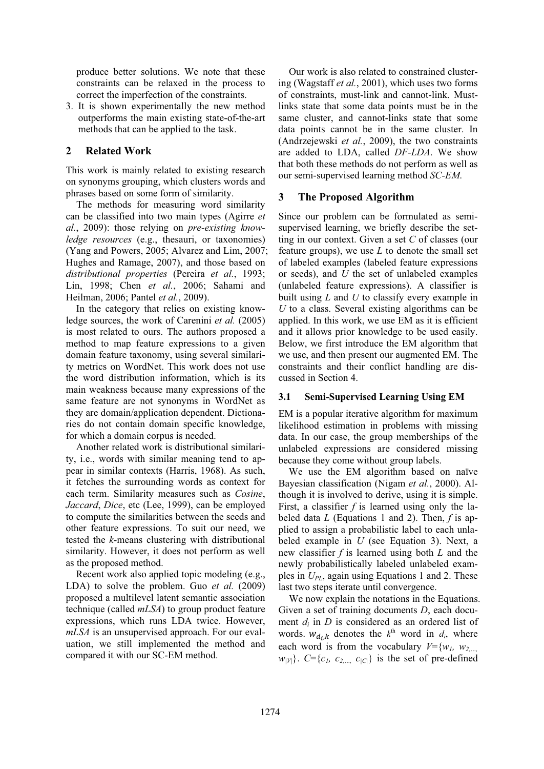produce better solutions. We note that these constraints can be relaxed in the process to correct the imperfection of the constraints.

3. It is shown experimentally the new method outperforms the main existing state-of-the-art methods that can be applied to the task.

## 2 Related Work

This work is mainly related to existing research on synonyms grouping, which clusters words and phrases based on some form of similarity.

The methods for measuring word similarity can be classified into two main types (Agirre *et al.*, 2009): those relying on *pre-existing knowledge resources* (e.g., thesauri, or taxonomies) (Yang and Powers, 2005; Alvarez and Lim, 2007; Hughes and Ramage, 2007), and those based on *distributional properties* (Pereira *et al.*, 1993; Lin, 1998; Chen *et al.*, 2006; Sahami and Heilman, 2006; Pantel *et al.*, 2009).

In the category that relies on existing knowledge sources, the work of Carenini *et al.* (2005) is most related to ours. The authors proposed a method to map feature expressions to a given domain feature taxonomy, using several similarity metrics on WordNet. This work does not use the word distribution information, which is its main weakness because many expressions of the same feature are not synonyms in WordNet as they are domain/application dependent. Dictionaries do not contain domain specific knowledge, for which a domain corpus is needed.

Another related work is distributional similarity, i.e., words with similar meaning tend to appear in similar contexts (Harris, 1968). As such, it fetches the surrounding words as context for each term. Similarity measures such as *Cosine*, *Jaccard*, *Dice*, etc (Lee, 1999), can be employed to compute the similarities between the seeds and other feature expressions. To suit our need, we tested the *k*-means clustering with distributional similarity. However, it does not perform as well as the proposed method.

Recent work also applied topic modeling (e.g., LDA) to solve the problem. Guo *et al.* (2009) proposed a multilevel latent semantic association technique (called *mLSA*) to group product feature expressions, which runs LDA twice. However, *mLSA* is an unsupervised approach. For our evaluation, we still implemented the method and compared it with our SC-EM method.

Our work is also related to constrained clustering (Wagstaff *et al.*, 2001), which uses two forms of constraints, must-link and cannot-link. Must-links state that some data points must be in the same cluster, and cannot-links state that some data points cannot be in the same cluster. In (Andrzejewski *et al.*, 2009), the two constraints are added to LDA, called *DF-LDA*. We show that both these methods do not perform as well as our semi-supervised learning method *SC-EM*.

## 3 The Proposed Algorithm

Since our problem can be formulated as semi-supervised learning, we briefly describe the setting in our context. Given a set *C* of classes (our feature groups), we use *L* to denote the small set of labeled examples (labeled feature expressions or seeds), and *U* the set of unlabeled examples (unlabeled feature expressions). A classifier is built using *L* and *U* to classify every example in *U* to a class. Several existing algorithms can be applied. In this work, we use EM as it is efficient and it allows prior knowledge to be used easily. Below, we first introduce the EM algorithm that we use, and then present our augmented EM. The constraints and their conflict handling are discussed in Section 4.

### 3.1 Semi-Supervised Learning Using EM

EM is a popular iterative algorithm for maximum likelihood estimation in problems with missing data. In our case, the group memberships of the unlabeled expressions are considered missing because they come without group labels.

We use the EM algorithm based on naïve Bayesian classification (Nigam *et al.*, 2000). Although it is involved to derive, using it is simple. First, a classifier *f* is learned using only the labeled data *L* (Equations 1 and 2). Then, *f* is applied to assign a probabilistic label to each unlabeled example in *U* (see Equation 3). Next, a new classifier *f* is learned using both *L* and the newly probabilistically labeled unlabeled examples in $U_{PL}$, again using Equations 1 and 2. These last two steps iterate until convergence.

We now explain the notations in the Equations. Given a set of training documents *D*, each document $d_i$ in *D* is considered as an ordered list of words. $w_{d_i,k}$ denotes the $k^{\text{th}}$ word in $d_i$, where each word is from the vocabulary $V=\{w_1, w_2, \ldots, w_{|V|}\}$. $C=\{c_1, c_2, \ldots, c_{|C|}\}$ is the set of pre-defined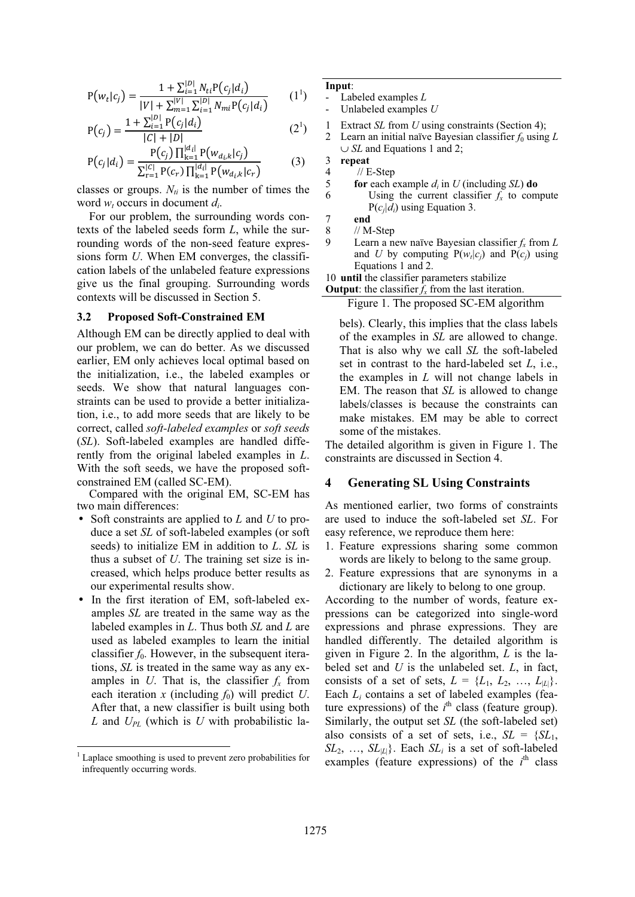$$\mathrm{P}(w_t|c_j) = \frac{1 + \sum_{i=1}^{|D|} N_{ti}\mathrm{P}(c_j|d_i)}{|V| + \sum_{m=1}^{|V|}\sum_{i=1}^{|D|} N_{mi}\mathrm{P}(c_j|d_i)} \quad (1^1)$$

$$\mathrm{P}(c_j) = \frac{1 + \sum_{i=1}^{|D|} \mathrm{P}(c_j|d_i)}{|C| + |D|} \quad (2^1)$$

$$\mathrm{P}(c_j|d_i) = \frac{\mathrm{P}(c_j)\prod_{k=1}^{|d_i|}\mathrm{P}(w_{d_i,k}|c_j)}{\sum_{r=1}^{|C|}\mathrm{P}(c_r)\prod_{k=1}^{|d_i|}\mathrm{P}(w_{d_i,k}|c_r)} \quad (3)$$

classes or groups. $N_{ti}$ is the number of times the word $w_t$ occurs in document $d_i$.

For our problem, the surrounding words contexts of the labeled seeds form *L*, while the surrounding words of the non-seed feature expressions form *U*. When EM converges, the classification labels of the unlabeled feature expressions give us the final grouping. Surrounding words contexts will be discussed in Section 5.

### 3.2 Proposed Soft-Constrained EM

Although EM can be directly applied to deal with our problem, we can do better. As we discussed earlier, EM only achieves local optimal based on the initialization, i.e., the labeled examples or seeds. We show that natural languages constraints can be used to provide a better initialization, i.e., to add more seeds that are likely to be correct, called *soft-labeled examples* or *soft seeds* (*SL*). Soft-labeled examples are handled differently from the original labeled examples in *L*. With the soft seeds, we have the proposed soft-constrained EM (called SC-EM).

Compared with the original EM, SC-EM has two main differences:

- Soft constraints are applied to *L* and *U* to produce a set *SL* of soft-labeled examples (or soft seeds) to initialize EM in addition to *L*. *SL* is thus a subset of *U*. The training set size is increased, which helps produce better results as our experimental results show.
- In the first iteration of EM, soft-labeled examples *SL* are treated in the same way as the labeled examples in *L*. Thus both *SL* and *L* are used as labeled examples to learn the initial classifier $f_0$. However, in the subsequent iterations, *SL* is treated in the same way as any examples in *U*. That is, the classifier $f_x$ from each iteration *x* (including $f_0$) will predict *U*. After that, a new classifier is built using both *L* and $U_{PL}$ (which is *U* with probabilistic labels). Clearly, this implies that the class labels of the examples in *SL* are allowed to change. That is also why we call *SL* the soft-labeled set in contrast to the hard-labeled set *L*, i.e., the examples in *L* will not change labels in EM. The reason that *SL* is allowed to change labels/classes is because the constraints can make mistakes. EM may be able to correct some of the mistakes.

[1] Laplace smoothing is used to prevent zero probabilities for infrequently occurring words.

```
Input:
 - Labeled examples L
 - Unlabeled examples U
1  Extract SL from U using constraints (Section 4);
2  Learn an initial naïve Bayesian classifier f0 using L
   ∪ SL and Equations 1 and 2;
3  repeat
4     // E-Step
5     for each example di in U (including SL) do
6         Using the current classifier fx to compute
          P(cj|di) using Equation 3.
7     end
8     // M-Step
9     Learn a new naïve Bayesian classifier fx from L
      and U by computing P(wt|cj) and P(cj) using
      Equations 1 and 2.
10 until the classifier parameters stabilize
Output: the classifier fx from the last iteration.
```

Figure 1. The proposed SC-EM algorithm

The detailed algorithm is given in Figure 1. The constraints are discussed in Section 4.

## 4 Generating SL Using Constraints

As mentioned earlier, two forms of constraints are used to induce the soft-labeled set *SL*. For easy reference, we reproduce them here:

1. Feature expressions sharing some common words are likely to belong to the same group.
2. Feature expressions that are synonyms in a dictionary are likely to belong to one group.

According to the number of words, feature expressions can be categorized into single-word expressions and phrase expressions. They are handled differently. The detailed algorithm is given in Figure 2. In the algorithm, *L* is the labeled set and *U* is the unlabeled set. *L*, in fact, consists of a set of sets, $L = \{L_1, L_2, \ldots, L_{|L|}\}$. Each $L_i$ contains a set of labeled examples (feature expressions) of the $i^{\text{th}}$ class (feature group). Similarly, the output set *SL* (the soft-labeled set) also consists of a set of sets, i.e., $SL = \{SL_1, SL_2, \ldots, SL_{|L|}\}$. Each $SL_i$ is a set of soft-labeled examples (feature expressions) of the $i^{\text{th}}$ class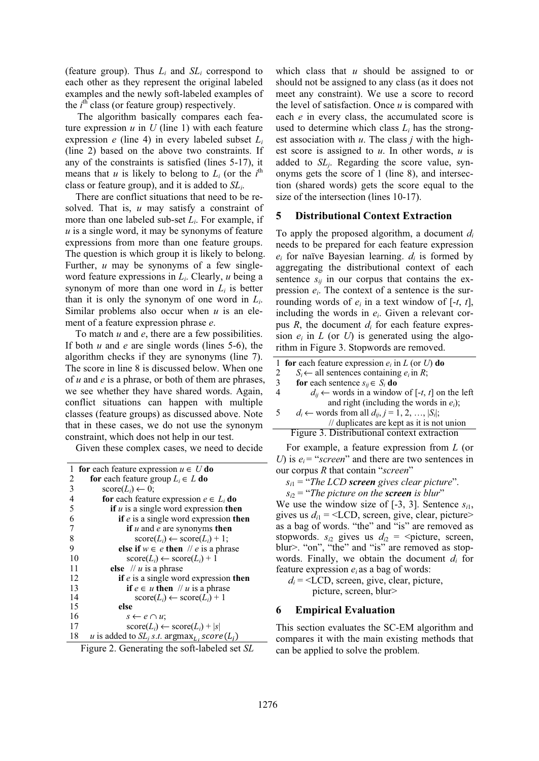(feature group). Thus $L_i$ and $SL_i$ correspond to each other as they represent the original labeled examples and the newly soft-labeled examples of the $i^{th}$ class (or feature group) respectively.

The algorithm basically compares each feature expression $u$ in $U$ (line 1) with each feature expression $e$ (line 4) in every labeled subset $L_i$ (line 2) based on the above two constraints. If any of the constraints is satisfied (lines 5-17), it means that $u$ is likely to belong to $L_i$ (or the $i^{th}$ class or feature group), and it is added to $SL_i$.

There are conflict situations that need to be resolved. That is, $u$ may satisfy a constraint of more than one labeled sub-set $L_i$. For example, if $u$ is a single word, it may be synonyms of feature expressions from more than one feature groups. The question is which group it is likely to belong. Further, $u$ may be synonyms of a few single-word feature expressions in $L_i$. Clearly, $u$ being a synonym of more than one word in $L_i$ is better than it is only the synonym of one word in $L_i$. Similar problems also occur when $u$ is an element of a feature expression phrase $e$.

To match $u$ and $e$, there are a few possibilities. If both $u$ and $e$ are single words (lines 5-6), the algorithm checks if they are synonyms (line 7). The score in line 8 is discussed below. When one of $u$ and $e$ is a phrase, or both of them are phrases, we see whether they have shared words. Again, conflict situations can happen with multiple classes (feature groups) as discussed above. Note that in these cases, we do not use the synonym constraint, which does not help in our test.

Given these complex cases, we need to decide

```
1  for each feature expression u ∈ U do
2      for each feature group L_i ∈ L do
3          score(L_i) ← 0;
4          for each feature expression e ∈ L_i do
5              if u is a single word expression then
6                  if e is a single word expression then
7                      if u and e are synonyms then
8                          score(L_i) ← score(L_i) + 1;
9                  else if w ∈ e then  // e is a phrase
10                     score(L_i) ← score(L_i) + 1
11             else   // u is a phrase
12                 if e is a single word expression then
13                     if e ∈ u then  // u is a phrase
14                         score(L_i) ← score(L_i) + 1
15                 else
16                     s ← e ∩ u;
17                     score(L_i) ← score(L_i) + |s|
18  u is added to SL_j s.t. argmax_{L_j} score(L_j)
```

Figure 2. Generating the soft-labeled set $SL$

which class that $u$ should be assigned to or should not be assigned to any class (as it does not meet any constraint). We use a score to record the level of satisfaction. Once $u$ is compared with each $e$ in every class, the accumulated score is used to determine which class $L_i$ has the strongest association with $u$. The class $j$ with the highest score is assigned to $u$. In other words, $u$ is added to $SL_j$. Regarding the score value, synonyms gets the score of 1 (line 8), and intersection (shared words) gets the score equal to the size of the intersection (lines 10-17).

## 5 Distributional Context Extraction

To apply the proposed algorithm, a document $d_i$ needs to be prepared for each feature expression $e_i$ for naïve Bayesian learning. $d_i$ is formed by aggregating the distributional context of each sentence $s_{ij}$ in our corpus that contains the expression $e_i$. The context of a sentence is the surrounding words of $e_i$ in a text window of [-$t$, $t$], including the words in $e_i$. Given a relevant corpus $R$, the document $d_i$ for each feature expression $e_i$ in $L$ (or $U$) is generated using the algorithm in Figure 3. Stopwords are removed.

```
1  for each feature expression e_i in L (or U) do
2      S_i ← all sentences containing e_i in R;
3      for each sentence s_ij ∈ S_i do
4          d_ij ← words in a window of [-t, t] on the left
                  and right (including the words in e_i);
5      d_i ← words from all d_ij, j = 1, 2, …, |S_i|;
              // duplicates are kept as it is not union
```

Figure 3. Distributional context extraction

For example, a feature expression from $L$ (or $U$) is $e_i$ = "*screen*" and there are two sentences in our corpus $R$ that contain "*screen*"

$s_{i1}$ = "*The LCD **screen** gives clear picture*".

$s_{i2}$ = "*The picture on the **screen** is blur*"

We use the window size of [-3, 3]. Sentence $s_{i1}$, gives us $d_{i1}$ = <LCD, screen, give, clear, picture> as a bag of words. "the" and "is" are removed as stopwords. $s_{i2}$ gives us $d_{i2}$ = <picture, screen, blur>. "on", "the" and "is" are removed as stopwords. Finally, we obtain the document $d_i$ for feature expression $e_i$ as a bag of words:

$d_i$ = <LCD, screen, give, clear, picture, picture, screen, blur>

## 6 Empirical Evaluation

This section evaluates the SC-EM algorithm and compares it with the main existing methods that can be applied to solve the problem.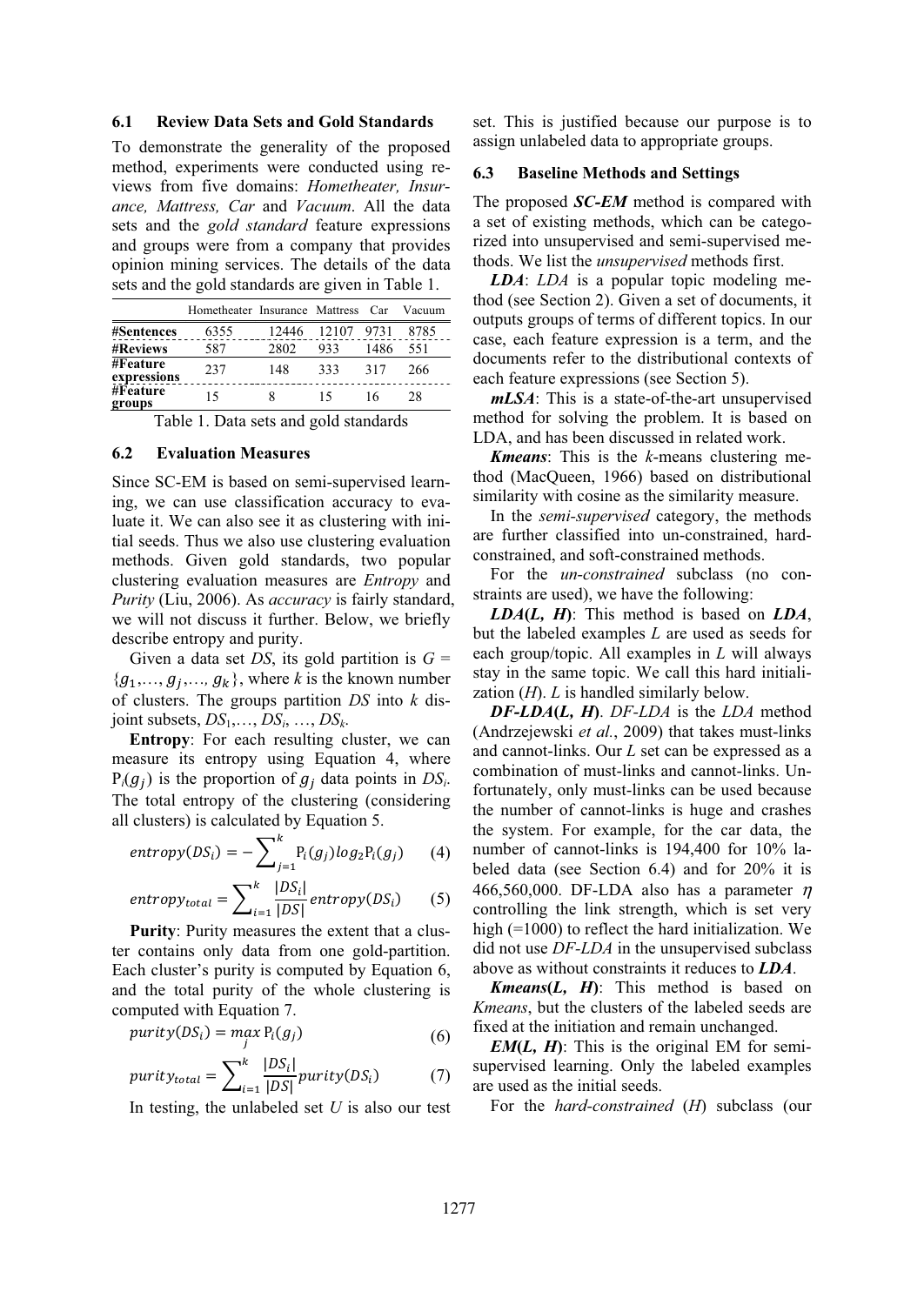### 6.1 Review Data Sets and Gold Standards

To demonstrate the generality of the proposed method, experiments were conducted using reviews from five domains: *Hometheater, Insurance, Mattress, Car* and *Vacuum*. All the data sets and the *gold standard* feature expressions and groups were from a company that provides opinion mining services. The details of the data sets and the gold standards are given in Table 1.

| | Hometheater | Insurance | Mattress | Car | Vacuum |
|---|---|---|---|---|---|
| **#Sentences** | 6355 | 12446 | 12107 | 9731 | 8785 |
| **#Reviews** | 587 | 2802 | 933 | 1486 | 551 |
| **#Feature expressions** | 237 | 148 | 333 | 317 | 266 |
| **#Feature groups** | 15 | 8 | 15 | 16 | 28 |

Table 1. Data sets and gold standards

### 6.2 Evaluation Measures

Since SC-EM is based on semi-supervised learning, we can use classification accuracy to evaluate it. We can also see it as clustering with initial seeds. Thus we also use clustering evaluation methods. Given gold standards, two popular clustering evaluation measures are *Entropy* and *Purity* (Liu, 2006). As *accuracy* is fairly standard, we will not discuss it further. Below, we briefly describe entropy and purity.

Given a data set *DS*, its gold partition is $G = \{g_1,\dots, g_j,\dots, g_k\}$, where *k* is the known number of clusters. The groups partition *DS* into *k* disjoint subsets, $DS_1,\dots, DS_i, \dots, DS_k$.

**Entropy**: For each resulting cluster, we can measure its entropy using Equation 4, where $P_i(g_j)$ is the proportion of $g_j$ data points in $DS_i$. The total entropy of the clustering (considering all clusters) is calculated by Equation 5.

$$entropy(DS_i) = -\sum_{j=1}^{k} P_i(g_j) log_2 P_i(g_j) \qquad (4)$$

$$entropy_{total} = \sum_{i=1}^{k} \frac{|DS_i|}{|DS|} entropy(DS_i) \qquad (5)$$

**Purity**: Purity measures the extent that a cluster contains only data from one gold-partition. Each cluster's purity is computed by Equation 6, and the total purity of the whole clustering is computed with Equation 7.

$$purity(DS_i) = \max_{j} P_i(g_j) \qquad (6)$$

$$purity_{total} = \sum_{i=1}^{k} \frac{|DS_i|}{|DS|} purity(DS_i) \qquad (7)$$

In testing, the unlabeled set *U* is also our test set. This is justified because our purpose is to assign unlabeled data to appropriate groups.

### 6.3 Baseline Methods and Settings

The proposed ***SC-EM*** method is compared with a set of existing methods, which can be categorized into unsupervised and semi-supervised methods. We list the *unsupervised* methods first.

***LDA***: *LDA* is a popular topic modeling method (see Section 2). Given a set of documents, it outputs groups of terms of different topics. In our case, each feature expression is a term, and the documents refer to the distributional contexts of each feature expressions (see Section 5).

***mLSA***: This is a state-of-the-art unsupervised method for solving the problem. It is based on LDA, and has been discussed in related work.

***Kmeans***: This is the *k*-means clustering method (MacQueen, 1966) based on distributional similarity with cosine as the similarity measure.

In the *semi-supervised* category, the methods are further classified into un-constrained, hard-constrained, and soft-constrained methods.

For the *un-constrained* subclass (no constraints are used), we have the following:

***LDA*(*L, H*)**: This method is based on ***LDA***, but the labeled examples *L* are used as seeds for each group/topic. All examples in *L* will always stay in the same topic. We call this hard initialization (*H*). *L* is handled similarly below.

***DF-LDA*(*L, H*)**. *DF-LDA* is the *LDA* method (Andrzejewski *et al.*, 2009) that takes must-links and cannot-links. Our *L* set can be expressed as a combination of must-links and cannot-links. Unfortunately, only must-links can be used because the number of cannot-links is huge and crashes the system. For example, for the car data, the number of cannot-links is 194,400 for 10% labeled data (see Section 6.4) and for 20% it is 466,560,000. DF-LDA also has a parameter $\eta$ controlling the link strength, which is set very high (=1000) to reflect the hard initialization. We did not use *DF-LDA* in the unsupervised subclass above as without constraints it reduces to ***LDA***.

***Kmeans*(*L, H*)**: This method is based on *Kmeans*, but the clusters of the labeled seeds are fixed at the initiation and remain unchanged.

***EM*(*L, H*)**: This is the original EM for semi-supervised learning. Only the labeled examples are used as the initial seeds.

For the *hard-constrained* (*H*) subclass (our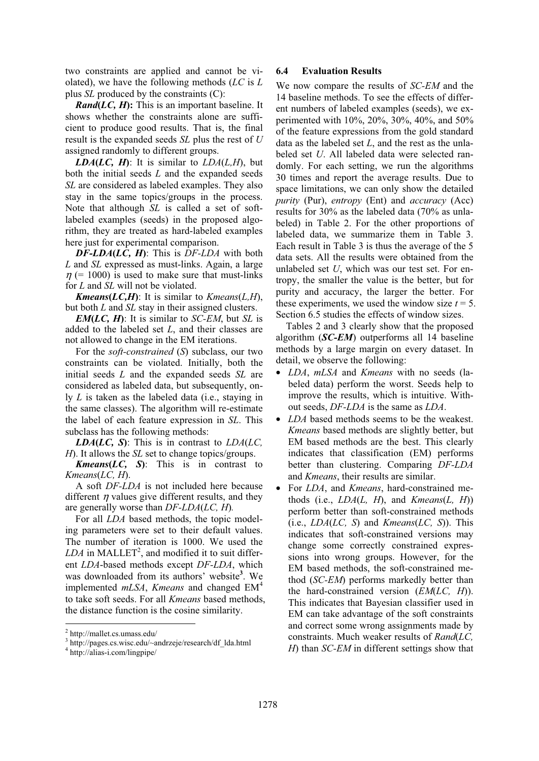two constraints are applied and cannot be violated), we have the following methods (*LC* is *L* plus *SL* produced by the constraints (C):

***Rand*(*LC, H*):** This is an important baseline. It shows whether the constraints alone are sufficient to produce good results. That is, the final result is the expanded seeds *SL* plus the rest of *U* assigned randomly to different groups.

***LDA*(*LC, H*)**: It is similar to *LDA*(*L,H*), but both the initial seeds *L* and the expanded seeds *SL* are considered as labeled examples. They also stay in the same topics/groups in the process. Note that although *SL* is called a set of soft-labeled examples (seeds) in the proposed algorithm, they are treated as hard-labeled examples here just for experimental comparison.

***DF-LDA*(*LC, H*)**: This is *DF-LDA* with both *L* and *SL* expressed as must-links. Again, a large $\eta$ (= 1000) is used to make sure that must-links for *L* and *SL* will not be violated.

***Kmeans*(*LC,H*)**: It is similar to *Kmeans*(*L,H*), but both *L* and *SL* stay in their assigned clusters.

***EM*(*LC, H*)**: It is similar to *SC-EM*, but *SL* is added to the labeled set *L*, and their classes are not allowed to change in the EM iterations.

For the *soft-constrained* (*S*) subclass, our two constraints can be violated. Initially, both the initial seeds *L* and the expanded seeds *SL* are considered as labeled data, but subsequently, only *L* is taken as the labeled data (i.e., staying in the same classes). The algorithm will re-estimate the label of each feature expression in *SL*. This subclass has the following methods:

***LDA*(*LC, S*)**: This is in contrast to *LDA*(*LC, H*). It allows the *SL* set to change topics/groups.

***Kmeans*(*LC, S*)**: This is in contrast to *Kmeans*(*LC, H*).

A soft *DF-LDA* is not included here because different $\eta$ values give different results, and they are generally worse than *DF-LDA*(*LC, H*).

For all *LDA* based methods, the topic modeling parameters were set to their default values. The number of iteration is 1000. We used the *LDA* in MALLET[2], and modified it to suit different *LDA*-based methods except *DF-LDA*, which was downloaded from its authors' website[3]. We implemented *mLSA*, *Kmeans* and changed EM[4] to take soft seeds. For all *Kmeans* based methods, the distance function is the cosine similarity.

[2] http://mallet.cs.umass.edu/

[3] http://pages.cs.wisc.edu/~andrzeje/research/df_lda.html

[4] http://alias-i.com/lingpipe/

### 6.4 Evaluation Results

We now compare the results of *SC-EM* and the 14 baseline methods. To see the effects of different numbers of labeled examples (seeds), we experimented with 10%, 20%, 30%, 40%, and 50% of the feature expressions from the gold standard data as the labeled set *L*, and the rest as the unlabeled set *U*. All labeled data were selected randomly. For each setting, we run the algorithms 30 times and report the average results. Due to space limitations, we can only show the detailed *purity* (Pur), *entropy* (Ent) and *accuracy* (Acc) results for 30% as the labeled data (70% as unlabeled) in Table 2. For the other proportions of labeled data, we summarize them in Table 3. Each result in Table 3 is thus the average of the 5 data sets. All the results were obtained from the unlabeled set *U*, which was our test set. For entropy, the smaller the value is the better, but for purity and accuracy, the larger the better. For these experiments, we used the window size $t = 5$. Section 6.5 studies the effects of window sizes.

Tables 2 and 3 clearly show that the proposed algorithm (***SC-EM***) outperforms all 14 baseline methods by a large margin on every dataset. In detail, we observe the following:

- *LDA*, *mLSA* and *Kmeans* with no seeds (labeled data) perform the worst. Seeds help to improve the results, which is intuitive. Without seeds, *DF-LDA* is the same as *LDA*.
- *LDA* based methods seems to be the weakest. *Kmeans* based methods are slightly better, but EM based methods are the best. This clearly indicates that classification (EM) performs better than clustering. Comparing *DF-LDA* and *Kmeans*, their results are similar.
- For *LDA*, and *Kmeans*, hard-constrained methods (i.e., *LDA*(*L, H*), and *Kmeans*(*L, H*)) perform better than soft-constrained methods (i.e., *LDA*(*LC, S*) and *Kmeans*(*LC, S*)). This indicates that soft-constrained versions may change some correctly constrained expressions into wrong groups. However, for the EM based methods, the soft-constrained method (*SC-EM*) performs markedly better than the hard-constrained version (*EM*(*LC, H*)). This indicates that Bayesian classifier used in EM can take advantage of the soft constraints and correct some wrong assignments made by constraints. Much weaker results of *Rand*(*LC, H*) than *SC-EM* in different settings show that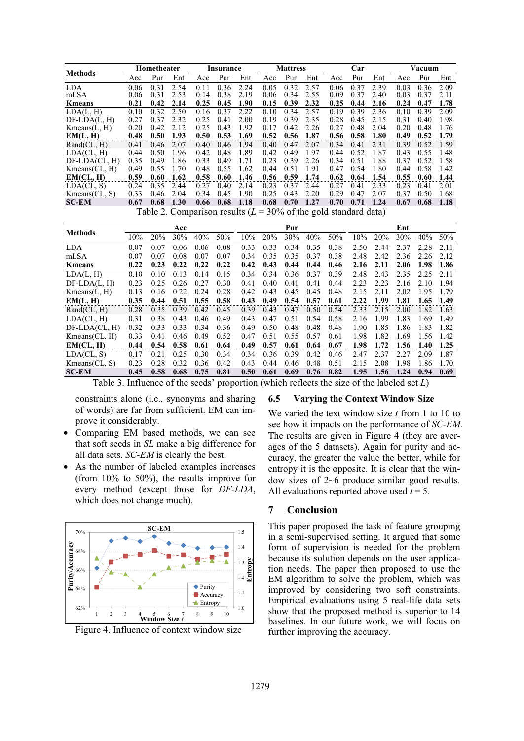| Methods | Hometheater | | | Insurance | | | Mattress | | | Car | | | Vacuum | | |
|---|---|---|---|---|---|---|---|---|---|---|---|---|---|---|---|
| | Acc | Pur | Ent | Acc | Pur | Ent | Acc | Pur | Ent | Acc | Pur | Ent | Acc | Pur | Ent |
| LDA | 0.06 | 0.31 | 2.54 | 0.11 | 0.36 | 2.24 | 0.05 | 0.32 | 2.57 | 0.06 | 0.37 | 2.39 | 0.03 | 0.36 | 2.09 |
| mLSA | 0.06 | 0.31 | 2.53 | 0.14 | 0.38 | 2.19 | 0.06 | 0.34 | 2.55 | 0.09 | 0.37 | 2.40 | 0.03 | 0.37 | 2.11 |
| **Kmeans** | **0.21** | **0.42** | **2.14** | **0.25** | **0.45** | **1.90** | **0.15** | **0.39** | **2.32** | **0.25** | **0.44** | **2.16** | **0.24** | **0.47** | **1.78** |
| LDA(L, H) | 0.10 | 0.32 | 2.50 | 0.16 | 0.37 | 2.22 | 0.10 | 0.34 | 2.57 | 0.19 | 0.39 | 2.36 | 0.10 | 0.39 | 2.09 |
| DF-LDA(L, H) | 0.27 | 0.37 | 2.32 | 0.25 | 0.41 | 2.00 | 0.19 | 0.39 | 2.35 | 0.28 | 0.45 | 2.15 | 0.31 | 0.40 | 1.98 |
| Kmeans(L, H) | 0.20 | 0.42 | 2.12 | 0.25 | 0.43 | 1.92 | 0.17 | 0.42 | 2.26 | 0.27 | 0.48 | 2.04 | 0.20 | 0.48 | 1.76 |
| **EM(L, H)** | **0.48** | **0.50** | **1.93** | **0.50** | **0.53** | **1.69** | **0.52** | **0.56** | **1.87** | **0.56** | **0.58** | **1.80** | **0.49** | **0.52** | **1.79** |
| Rand(CL, H) | 0.41 | 0.46 | 2.07 | 0.40 | 0.46 | 1.94 | 0.40 | 0.47 | 2.07 | 0.34 | 0.41 | 2.31 | 0.39 | 0.52 | 1.59 |
| LDA(CL, H) | 0.44 | 0.50 | 1.96 | 0.42 | 0.48 | 1.89 | 0.42 | 0.49 | 1.97 | 0.44 | 0.52 | 1.87 | 0.43 | 0.55 | 1.48 |
| DF-LDA(CL, H) | 0.35 | 0.49 | 1.86 | 0.33 | 0.49 | 1.71 | 0.23 | 0.39 | 2.26 | 0.34 | 0.51 | 1.88 | 0.37 | 0.52 | 1.58 |
| Kmeans(CL, H) | 0.49 | 0.55 | 1.70 | 0.48 | 0.55 | 1.62 | 0.44 | 0.51 | 1.91 | 0.47 | 0.54 | 1.80 | 0.44 | 0.58 | 1.42 |
| **EM(CL, H)** | **0.59** | **0.60** | **1.62** | **0.58** | **0.60** | **1.46** | **0.56** | **0.59** | **1.74** | **0.62** | **0.64** | **1.54** | **0.55** | **0.60** | **1.44** |
| LDA(CL, S) | 0.24 | 0.35 | 2.44 | 0.27 | 0.40 | 2.14 | 0.23 | 0.37 | 2.44 | 0.27 | 0.41 | 2.33 | 0.23 | 0.41 | 2.01 |
| Kmeans(CL, S) | 0.33 | 0.46 | 2.04 | 0.34 | 0.45 | 1.90 | 0.25 | 0.43 | 2.20 | 0.29 | 0.47 | 2.07 | 0.37 | 0.50 | 1.68 |
| **SC-EM** | **0.67** | **0.68** | **1.30** | **0.66** | **0.68** | **1.18** | **0.68** | **0.70** | **1.27** | **0.70** | **0.71** | **1.24** | **0.67** | **0.68** | **1.18** |

Table 2. Comparison results ($L$ = 30% of the gold standard data)

| Methods | Acc | | | | | Pur | | | | | Ent | | | | |
|---|---|---|---|---|---|---|---|---|---|---|---|---|---|---|---|
| | 10% | 20% | 30% | 40% | 50% | 10% | 20% | 30% | 40% | 50% | 10% | 20% | 30% | 40% | 50% |
| LDA | 0.07 | 0.07 | 0.06 | 0.06 | 0.08 | 0.33 | 0.33 | 0.34 | 0.35 | 0.38 | 2.50 | 2.44 | 2.37 | 2.28 | 2.11 |
| mLSA | 0.07 | 0.07 | 0.08 | 0.07 | 0.07 | 0.34 | 0.35 | 0.35 | 0.37 | 0.38 | 2.48 | 2.42 | 2.36 | 2.26 | 2.12 |
| **Kmeans** | **0.22** | **0.23** | **0.22** | **0.22** | **0.22** | **0.42** | **0.43** | **0.44** | **0.44** | **0.46** | **2.16** | **2.11** | **2.06** | **1.98** | **1.86** |
| LDA(L, H) | 0.10 | 0.10 | 0.13 | 0.14 | 0.15 | 0.34 | 0.34 | 0.36 | 0.37 | 0.39 | 2.48 | 2.43 | 2.35 | 2.25 | 2.11 |
| DF-LDA(L, H) | 0.23 | 0.25 | 0.26 | 0.27 | 0.30 | 0.41 | 0.40 | 0.41 | 0.41 | 0.44 | 2.23 | 2.23 | 2.16 | 2.10 | 1.94 |
| Kmeans(L, H) | 0.13 | 0.16 | 0.22 | 0.24 | 0.28 | 0.42 | 0.43 | 0.45 | 0.45 | 0.48 | 2.15 | 2.11 | 2.02 | 1.95 | 1.79 |
| **EM(L, H)** | **0.35** | **0.44** | **0.51** | **0.55** | **0.58** | **0.43** | **0.49** | **0.54** | **0.57** | **0.61** | **2.22** | **1.99** | **1.81** | **1.65** | **1.49** |
| Rand(CL, H) | 0.28 | 0.35 | 0.39 | 0.42 | 0.45 | 0.39 | 0.43 | 0.47 | 0.50 | 0.54 | 2.33 | 2.15 | 2.00 | 1.82 | 1.63 |
| LDA(CL, H) | 0.31 | 0.38 | 0.43 | 0.46 | 0.49 | 0.43 | 0.47 | 0.51 | 0.54 | 0.58 | 2.16 | 1.99 | 1.83 | 1.69 | 1.49 |
| DF-LDA(CL, H) | 0.32 | 0.33 | 0.33 | 0.34 | 0.36 | 0.49 | 0.50 | 0.48 | 0.48 | 0.48 | 1.90 | 1.85 | 1.86 | 1.83 | 1.82 |
| Kmeans(CL, H) | 0.33 | 0.41 | 0.46 | 0.49 | 0.52 | 0.47 | 0.51 | 0.55 | 0.57 | 0.61 | 1.98 | 1.82 | 1.69 | 1.56 | 1.42 |
| **EM(CL, H)** | **0.44** | **0.54** | **0.58** | **0.61** | **0.64** | **0.49** | **0.57** | **0.61** | **0.64** | **0.67** | **1.98** | **1.72** | **1.56** | **1.40** | **1.25** |
| LDA(CL, S) | 0.17 | 0.21 | 0.25 | 0.30 | 0.34 | 0.34 | 0.36 | 0.39 | 0.42 | 0.46 | 2.47 | 2.37 | 2.27 | 2.09 | 1.87 |
| Kmeans(CL, S) | 0.23 | 0.28 | 0.32 | 0.36 | 0.42 | 0.43 | 0.44 | 0.46 | 0.48 | 0.51 | 2.15 | 2.08 | 1.98 | 1.86 | 1.70 |
| **SC-EM** | **0.45** | **0.58** | **0.68** | **0.75** | **0.81** | **0.50** | **0.61** | **0.69** | **0.76** | **0.82** | **1.95** | **1.56** | **1.24** | **0.94** | **0.69** |

Table 3. Influence of the seeds' proportion (which reflects the size of the labeled set $L$)

constraints alone (i.e., synonyms and sharing of words) are far from sufficient. EM can improve it considerably.

- Comparing EM based methods, we can see that soft seeds in *SL* make a big difference for all data sets. *SC-EM* is clearly the best.
- As the number of labeled examples increases (from 10% to 50%), the results improve for every method (except those for *DF-LDA*, which does not change much).

Figure 4. Influence of context window size

## 6.5 Varying the Context Window Size

We varied the text window size $t$ from 1 to 10 to see how it impacts on the performance of *SC-EM*. The results are given in Figure 4 (they are averages of the 5 datasets). Again for purity and accuracy, the greater the value the better, while for entropy it is the opposite. It is clear that the window sizes of 2~6 produce similar good results. All evaluations reported above used $t$ = 5.

# 7 Conclusion

This paper proposed the task of feature grouping in a semi-supervised setting. It argued that some form of supervision is needed for the problem because its solution depends on the user application needs. The paper then proposed to use the EM algorithm to solve the problem, which was improved by considering two soft constraints. Empirical evaluations using 5 real-life data sets show that the proposed method is superior to 14 baselines. In our future work, we will focus on further improving the accuracy.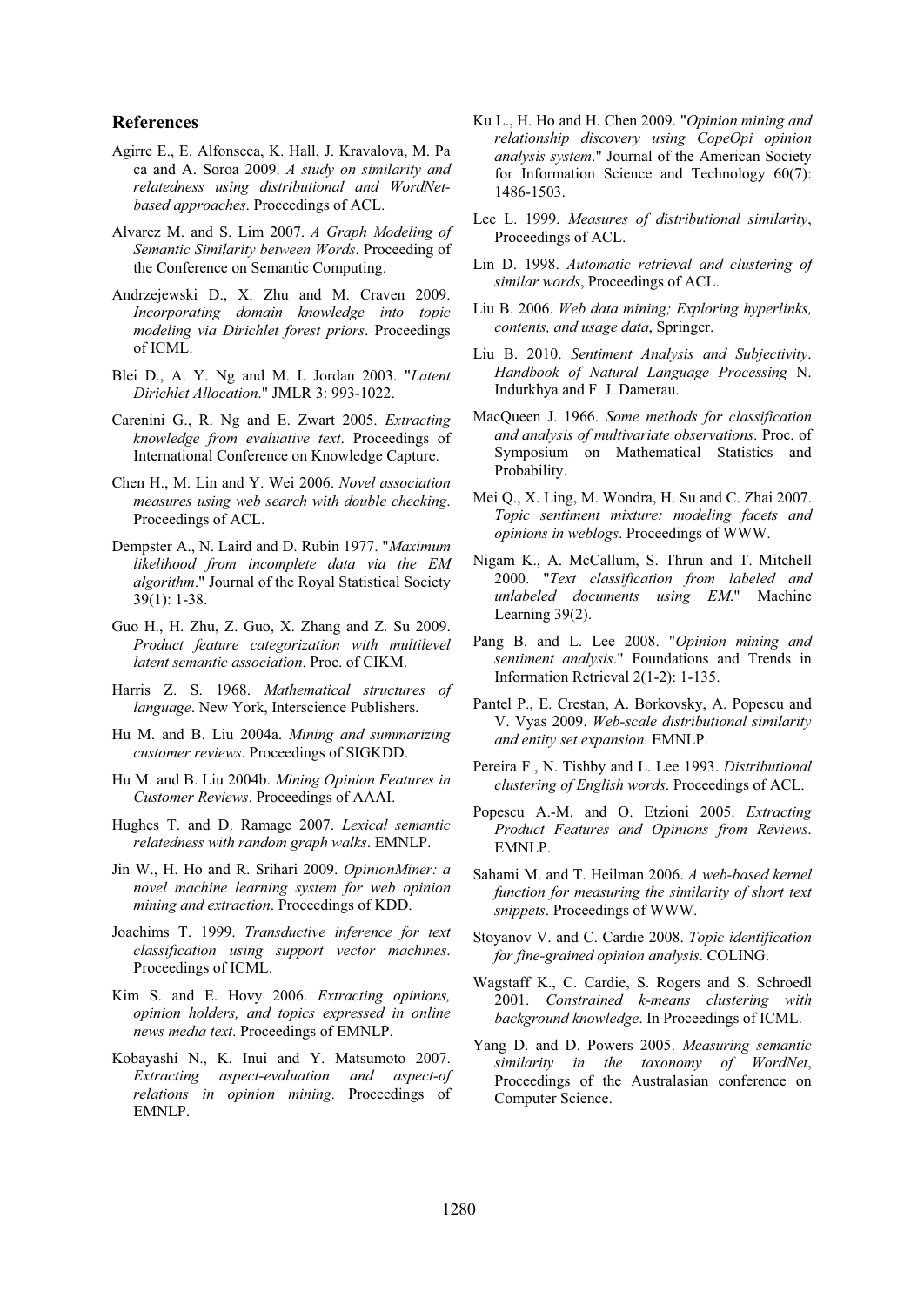## References

Agirre E., E. Alfonseca, K. Hall, J. Kravalova, M. Pa ca and A. Soroa 2009. *A study on similarity and relatedness using distributional and WordNet-based approaches*. Proceedings of ACL.

Alvarez M. and S. Lim 2007. *A Graph Modeling of Semantic Similarity between Words*. Proceeding of the Conference on Semantic Computing.

Andrzejewski D., X. Zhu and M. Craven 2009. *Incorporating domain knowledge into topic modeling via Dirichlet forest priors*. Proceedings of ICML.

Blei D., A. Y. Ng and M. I. Jordan 2003. "*Latent Dirichlet Allocation*." JMLR 3: 993-1022.

Carenini G., R. Ng and E. Zwart 2005. *Extracting knowledge from evaluative text*. Proceedings of International Conference on Knowledge Capture.

Chen H., M. Lin and Y. Wei 2006. *Novel association measures using web search with double checking*. Proceedings of ACL.

Dempster A., N. Laird and D. Rubin 1977. "*Maximum likelihood from incomplete data via the EM algorithm*." Journal of the Royal Statistical Society 39(1): 1-38.

Guo H., H. Zhu, Z. Guo, X. Zhang and Z. Su 2009. *Product feature categorization with multilevel latent semantic association*. Proc. of CIKM.

Harris Z. S. 1968. *Mathematical structures of language*. New York, Interscience Publishers.

Hu M. and B. Liu 2004a. *Mining and summarizing customer reviews*. Proceedings of SIGKDD.

Hu M. and B. Liu 2004b. *Mining Opinion Features in Customer Reviews*. Proceedings of AAAI.

Hughes T. and D. Ramage 2007. *Lexical semantic relatedness with random graph walks*. EMNLP.

Jin W., H. Ho and R. Srihari 2009. *OpinionMiner: a novel machine learning system for web opinion mining and extraction*. Proceedings of KDD.

Joachims T. 1999. *Transductive inference for text classification using support vector machines*. Proceedings of ICML.

Kim S. and E. Hovy 2006. *Extracting opinions, opinion holders, and topics expressed in online news media text*. Proceedings of EMNLP.

Kobayashi N., K. Inui and Y. Matsumoto 2007. *Extracting aspect-evaluation and aspect-of relations in opinion mining*. Proceedings of EMNLP.

Ku L., H. Ho and H. Chen 2009. "*Opinion mining and relationship discovery using CopeOpi opinion analysis system*." Journal of the American Society for Information Science and Technology 60(7): 1486-1503.

Lee L. 1999. *Measures of distributional similarity*, Proceedings of ACL.

Lin D. 1998. *Automatic retrieval and clustering of similar words*, Proceedings of ACL.

Liu B. 2006. *Web data mining; Exploring hyperlinks, contents, and usage data*, Springer.

Liu B. 2010. *Sentiment Analysis and Subjectivity*. *Handbook of Natural Language Processing* N. Indurkhya and F. J. Damerau.

MacQueen J. 1966. *Some methods for classification and analysis of multivariate observations*. Proc. of Symposium on Mathematical Statistics and Probability.

Mei Q., X. Ling, M. Wondra, H. Su and C. Zhai 2007. *Topic sentiment mixture: modeling facets and opinions in weblogs*. Proceedings of WWW.

Nigam K., A. McCallum, S. Thrun and T. Mitchell 2000. "*Text classification from labeled and unlabeled documents using EM*." Machine Learning 39(2).

Pang B. and L. Lee 2008. "*Opinion mining and sentiment analysis*." Foundations and Trends in Information Retrieval 2(1-2): 1-135.

Pantel P., E. Crestan, A. Borkovsky, A. Popescu and V. Vyas 2009. *Web-scale distributional similarity and entity set expansion*. EMNLP.

Pereira F., N. Tishby and L. Lee 1993. *Distributional clustering of English words*. Proceedings of ACL.

Popescu A.-M. and O. Etzioni 2005. *Extracting Product Features and Opinions from Reviews*. EMNLP.

Sahami M. and T. Heilman 2006. *A web-based kernel function for measuring the similarity of short text snippets*. Proceedings of WWW.

Stoyanov V. and C. Cardie 2008. *Topic identification for fine-grained opinion analysis*. COLING.

Wagstaff K., C. Cardie, S. Rogers and S. Schroedl 2001. *Constrained k-means clustering with background knowledge*. In Proceedings of ICML.

Yang D. and D. Powers 2005. *Measuring semantic similarity in the taxonomy of WordNet*, Proceedings of the Australasian conference on Computer Science.